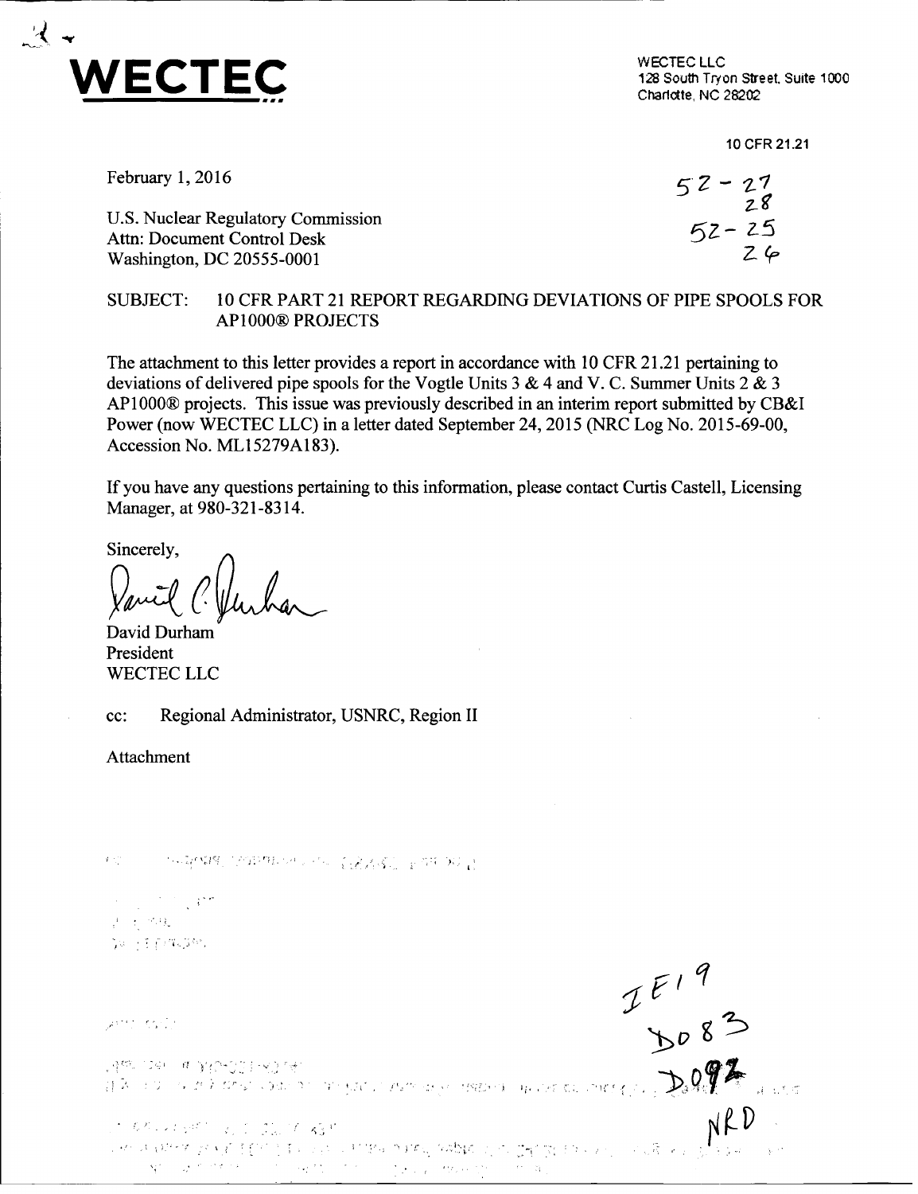**WECTEC**

WECTEC LLC
128 South Tryon Street, Suite 1000
Charlotte, NC 28202

10 CFR 21.21

February 1, 2016

52-27
28
52-25
26

U.S. Nuclear Regulatory Commission
Attn: Document Control Desk
Washington, DC 20555-0001

SUBJECT: 10 CFR PART 21 REPORT REGARDING DEVIATIONS OF PIPE SPOOLS FOR AP1000® PROJECTS

The attachment to this letter provides a report in accordance with 10 CFR 21.21 pertaining to deviations of delivered pipe spools for the Vogtle Units 3 & 4 and V. C. Summer Units 2 & 3 AP1000® projects. This issue was previously described in an interim report submitted by CB&I Power (now WECTEC LLC) in a letter dated September 24, 2015 (NRC Log No. 2015-69-00, Accession No. ML15279A183).

If you have any questions pertaining to this information, please contact Curtis Castell, Licensing Manager, at 980-321-8314.

Sincerely,

David Durham
President
WECTEC LLC

cc: Regional Administrator, USNRC, Region II

Attachment

IE19
D083
D092
NRD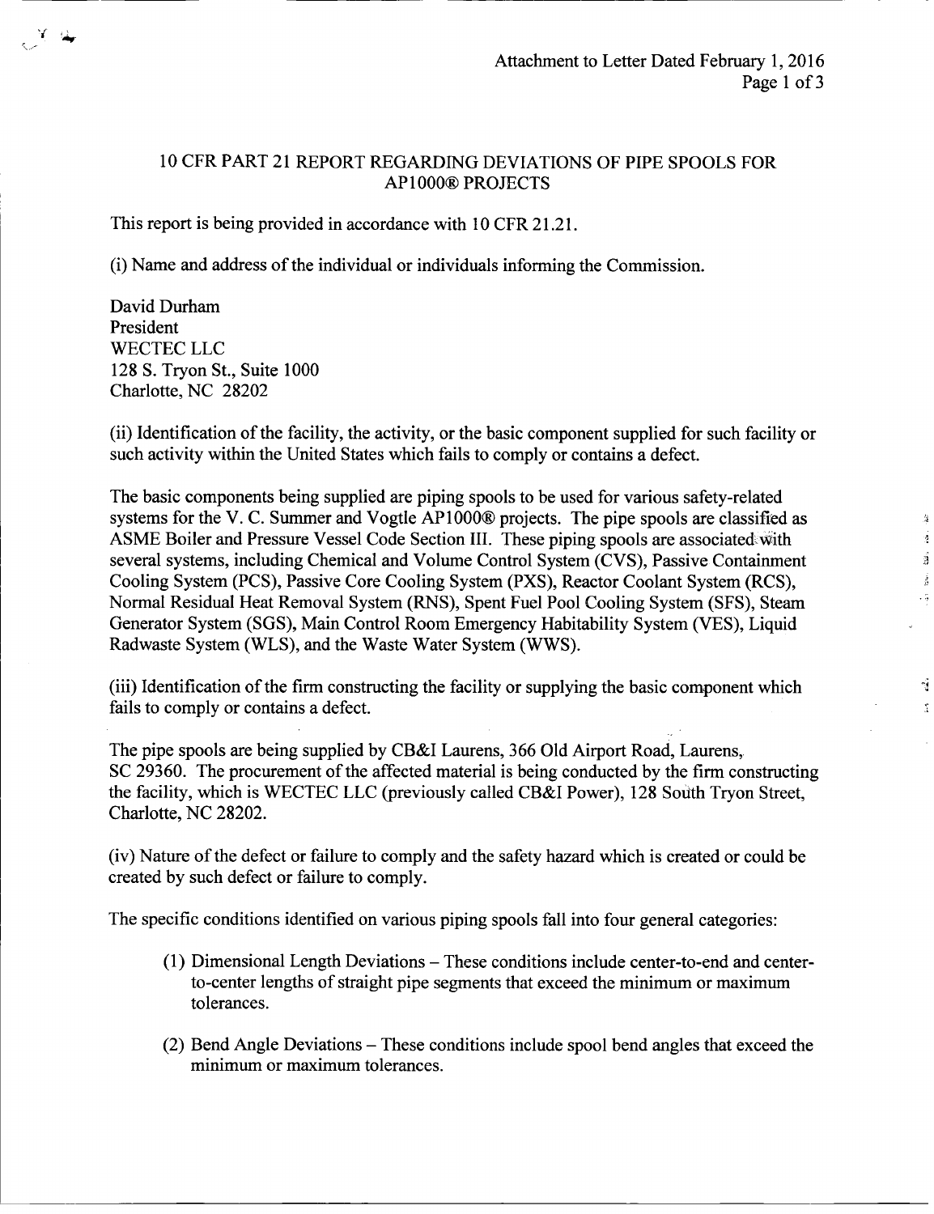# 10 CFR PART 21 REPORT REGARDING DEVIATIONS OF PIPE SPOOLS FOR AP1000® PROJECTS

This report is being provided in accordance with 10 CFR 21.21.

(i) Name and address of the individual or individuals informing the Commission.

David Durham
President
WECTEC LLC
128 S. Tryon St., Suite 1000
Charlotte, NC 28202

(ii) Identification of the facility, the activity, or the basic component supplied for such facility or such activity within the United States which fails to comply or contains a defect.

The basic components being supplied are piping spools to be used for various safety-related systems for the V. C. Summer and Vogtle AP1000® projects. The pipe spools are classified as ASME Boiler and Pressure Vessel Code Section III. These piping spools are associated with several systems, including Chemical and Volume Control System (CVS), Passive Containment Cooling System (PCS), Passive Core Cooling System (PXS), Reactor Coolant System (RCS), Normal Residual Heat Removal System (RNS), Spent Fuel Pool Cooling System (SFS), Steam Generator System (SGS), Main Control Room Emergency Habitability System (VES), Liquid Radwaste System (WLS), and the Waste Water System (WWS).

(iii) Identification of the firm constructing the facility or supplying the basic component which fails to comply or contains a defect.

The pipe spools are being supplied by CB&I Laurens, 366 Old Airport Road, Laurens, SC 29360. The procurement of the affected material is being conducted by the firm constructing the facility, which is WECTEC LLC (previously called CB&I Power), 128 South Tryon Street, Charlotte, NC 28202.

(iv) Nature of the defect or failure to comply and the safety hazard which is created or could be created by such defect or failure to comply.

The specific conditions identified on various piping spools fall into four general categories:

1. Dimensional Length Deviations – These conditions include center-to-end and center-to-center lengths of straight pipe segments that exceed the minimum or maximum tolerances.
2. Bend Angle Deviations – These conditions include spool bend angles that exceed the minimum or maximum tolerances.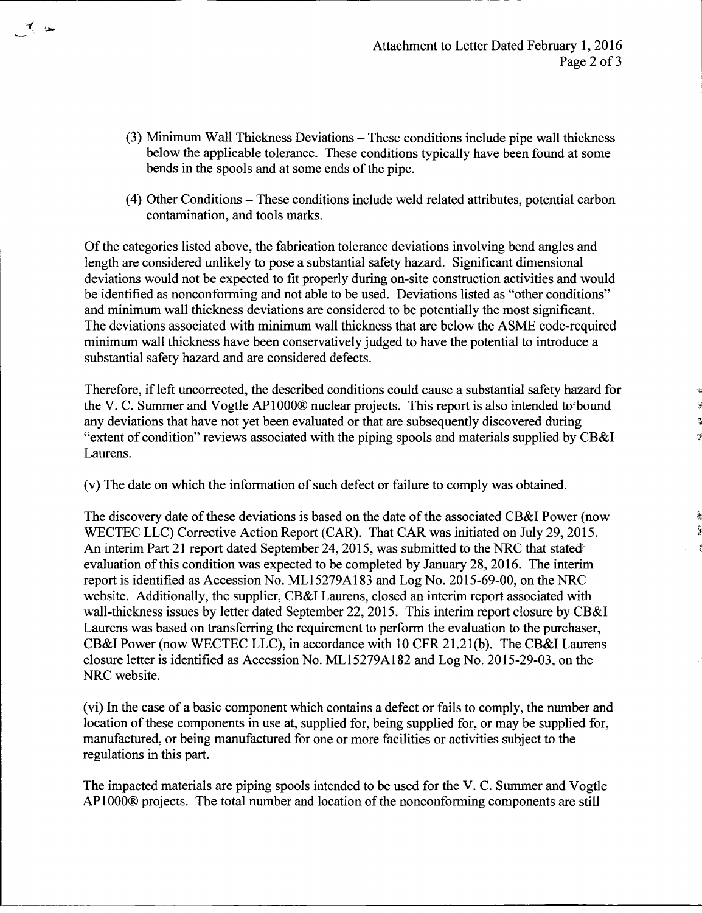(3) Minimum Wall Thickness Deviations – These conditions include pipe wall thickness below the applicable tolerance. These conditions typically have been found at some bends in the spools and at some ends of the pipe.

(4) Other Conditions – These conditions include weld related attributes, potential carbon contamination, and tools marks.

Of the categories listed above, the fabrication tolerance deviations involving bend angles and length are considered unlikely to pose a substantial safety hazard. Significant dimensional deviations would not be expected to fit properly during on-site construction activities and would be identified as nonconforming and not able to be used. Deviations listed as "other conditions" and minimum wall thickness deviations are considered to be potentially the most significant. The deviations associated with minimum wall thickness that are below the ASME code-required minimum wall thickness have been conservatively judged to have the potential to introduce a substantial safety hazard and are considered defects.

Therefore, if left uncorrected, the described conditions could cause a substantial safety hazard for the V. C. Summer and Vogtle AP1000® nuclear projects. This report is also intended to bound any deviations that have not yet been evaluated or that are subsequently discovered during "extent of condition" reviews associated with the piping spools and materials supplied by CB&I Laurens.

(v) The date on which the information of such defect or failure to comply was obtained.

The discovery date of these deviations is based on the date of the associated CB&I Power (now WECTEC LLC) Corrective Action Report (CAR). That CAR was initiated on July 29, 2015. An interim Part 21 report dated September 24, 2015, was submitted to the NRC that stated evaluation of this condition was expected to be completed by January 28, 2016. The interim report is identified as Accession No. ML15279A183 and Log No. 2015-69-00, on the NRC website. Additionally, the supplier, CB&I Laurens, closed an interim report associated with wall-thickness issues by letter dated September 22, 2015. This interim report closure by CB&I Laurens was based on transferring the requirement to perform the evaluation to the purchaser, CB&I Power (now WECTEC LLC), in accordance with 10 CFR 21.21(b). The CB&I Laurens closure letter is identified as Accession No. ML15279A182 and Log No. 2015-29-03, on the NRC website.

(vi) In the case of a basic component which contains a defect or fails to comply, the number and location of these components in use at, supplied for, being supplied for, or may be supplied for, manufactured, or being manufactured for one or more facilities or activities subject to the regulations in this part.

The impacted materials are piping spools intended to be used for the V. C. Summer and Vogtle AP1000® projects. The total number and location of the nonconforming components are still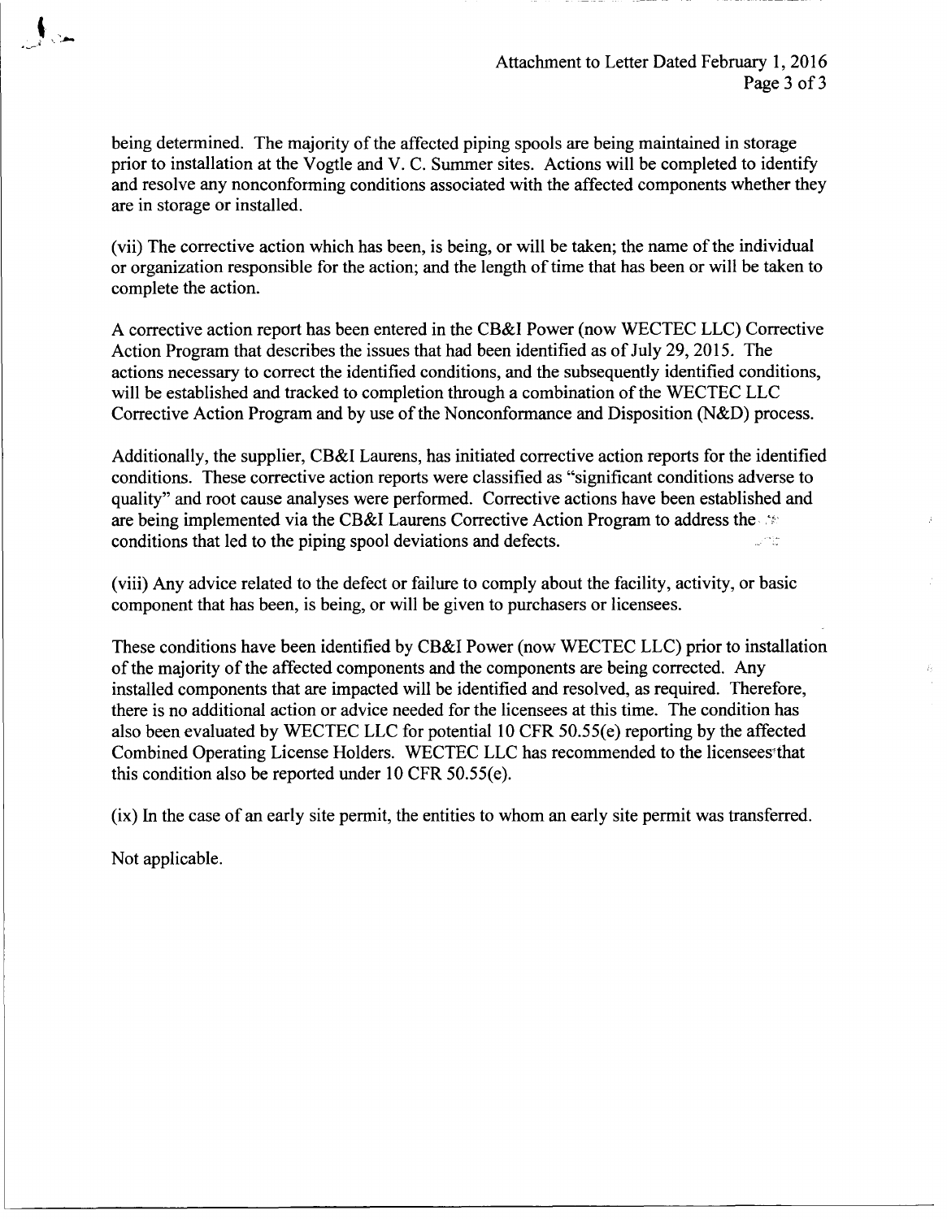being determined. The majority of the affected piping spools are being maintained in storage prior to installation at the Vogtle and V. C. Summer sites. Actions will be completed to identify and resolve any nonconforming conditions associated with the affected components whether they are in storage or installed.

(vii) The corrective action which has been, is being, or will be taken; the name of the individual or organization responsible for the action; and the length of time that has been or will be taken to complete the action.

A corrective action report has been entered in the CB&I Power (now WECTEC LLC) Corrective Action Program that describes the issues that had been identified as of July 29, 2015. The actions necessary to correct the identified conditions, and the subsequently identified conditions, will be established and tracked to completion through a combination of the WECTEC LLC Corrective Action Program and by use of the Nonconformance and Disposition (N&D) process.

Additionally, the supplier, CB&I Laurens, has initiated corrective action reports for the identified conditions. These corrective action reports were classified as "significant conditions adverse to quality" and root cause analyses were performed. Corrective actions have been established and are being implemented via the CB&I Laurens Corrective Action Program to address the conditions that led to the piping spool deviations and defects.

(viii) Any advice related to the defect or failure to comply about the facility, activity, or basic component that has been, is being, or will be given to purchasers or licensees.

These conditions have been identified by CB&I Power (now WECTEC LLC) prior to installation of the majority of the affected components and the components are being corrected. Any installed components that are impacted will be identified and resolved, as required. Therefore, there is no additional action or advice needed for the licensees at this time. The condition has also been evaluated by WECTEC LLC for potential 10 CFR 50.55(e) reporting by the affected Combined Operating License Holders. WECTEC LLC has recommended to the licensees that this condition also be reported under 10 CFR 50.55(e).

(ix) In the case of an early site permit, the entities to whom an early site permit was transferred.

Not applicable.